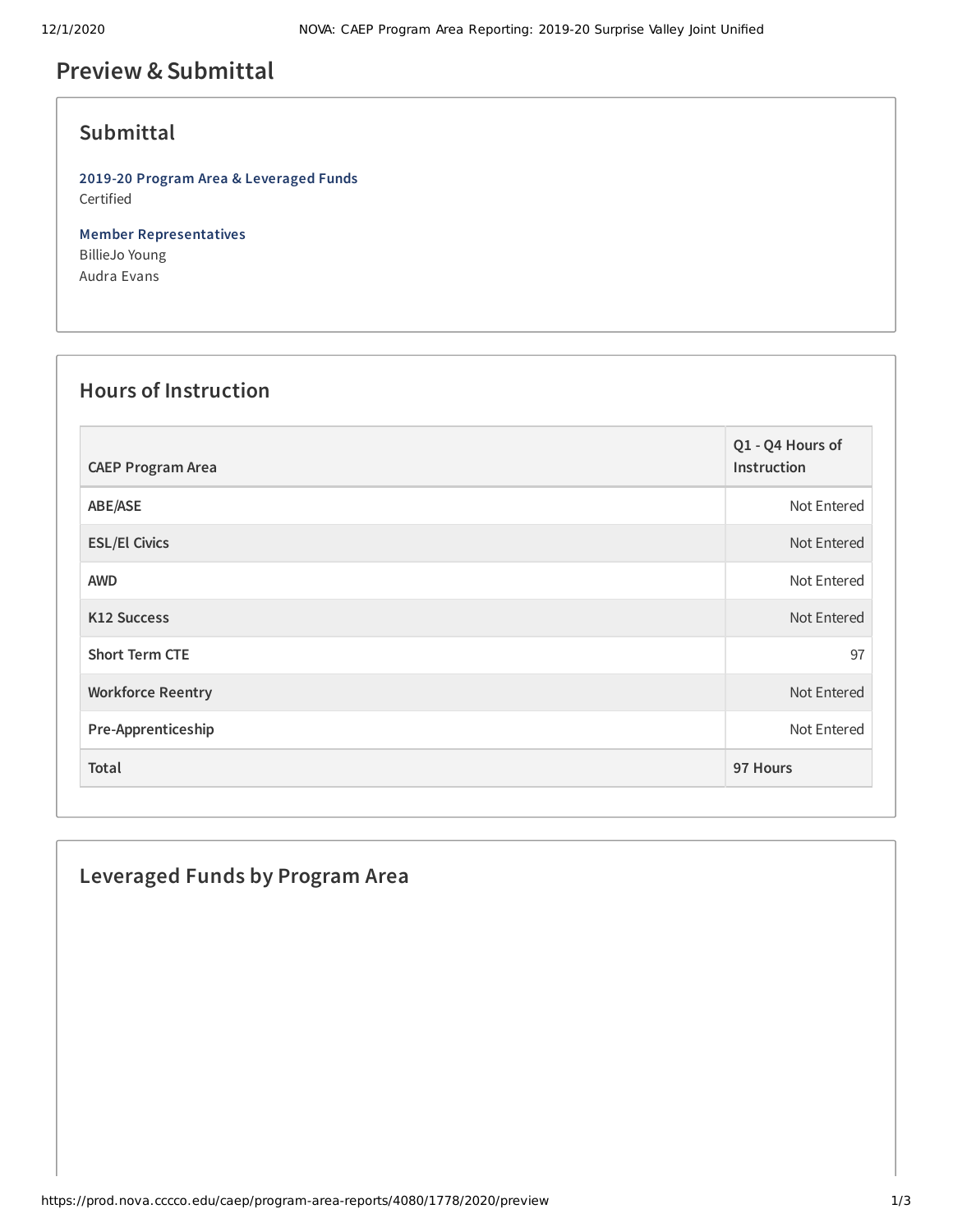# Preview & Submittal

## Submittal

**2019-20 Program Area & Leveraged Funds**
Certified

**Member Representatives**
BillieJo Young
Audra Evans

## Hours of Instruction

| CAEP Program Area | Q1 - Q4 Hours of Instruction |
|---|---|
| ABE/ASE | Not Entered |
| ESL/El Civics | Not Entered |
| AWD | Not Entered |
| K12 Success | Not Entered |
| Short Term CTE | 97 |
| Workforce Reentry | Not Entered |
| Pre-Apprenticeship | Not Entered |
| Total | 97 Hours |

## Leveraged Funds by Program Area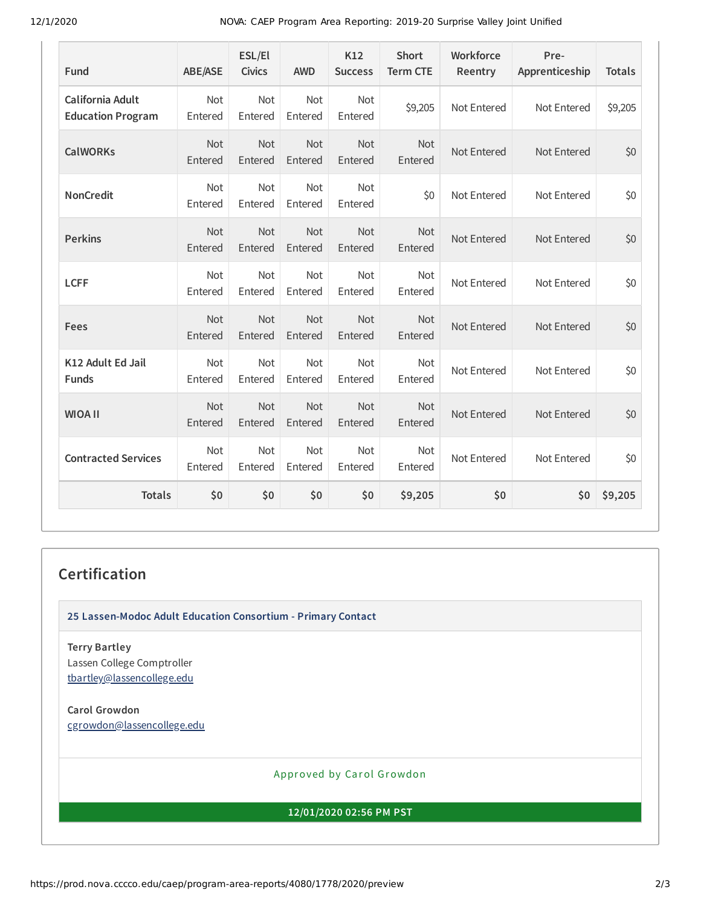| Fund | ABE/ASE | ESL/El Civics | AWD | K12 Success | Short Term CTE | Workforce Reentry | Pre-Apprenticeship | Totals |
|---|---|---|---|---|---|---|---|---|
| California Adult Education Program | Not Entered | Not Entered | Not Entered | Not Entered | $9,205 | Not Entered | Not Entered | $9,205 |
| CalWORKs | Not Entered | Not Entered | Not Entered | Not Entered | Not Entered | Not Entered | Not Entered | $0 |
| NonCredit | Not Entered | Not Entered | Not Entered | Not Entered | $0 | Not Entered | Not Entered | $0 |
| Perkins | Not Entered | Not Entered | Not Entered | Not Entered | Not Entered | Not Entered | Not Entered | $0 |
| LCFF | Not Entered | Not Entered | Not Entered | Not Entered | Not Entered | Not Entered | Not Entered | $0 |
| Fees | Not Entered | Not Entered | Not Entered | Not Entered | Not Entered | Not Entered | Not Entered | $0 |
| K12 Adult Ed Jail Funds | Not Entered | Not Entered | Not Entered | Not Entered | Not Entered | Not Entered | Not Entered | $0 |
| WIOA II | Not Entered | Not Entered | Not Entered | Not Entered | Not Entered | Not Entered | Not Entered | $0 |
| Contracted Services | Not Entered | Not Entered | Not Entered | Not Entered | Not Entered | Not Entered | Not Entered | $0 |
| **Totals** | **$0** | **$0** | **$0** | **$0** | **$9,205** | **$0** | **$0** | **$9,205** |

## Certification

**25 Lassen-Modoc Adult Education Consortium - Primary Contact**

**Terry Bartley**
Lassen College Comptroller
tbartley@lassencollege.edu

**Carol Growdon**
cgrowdon@lassencollege.edu

Approved by Carol Growdon

**12/01/2020 02:56 PM PST**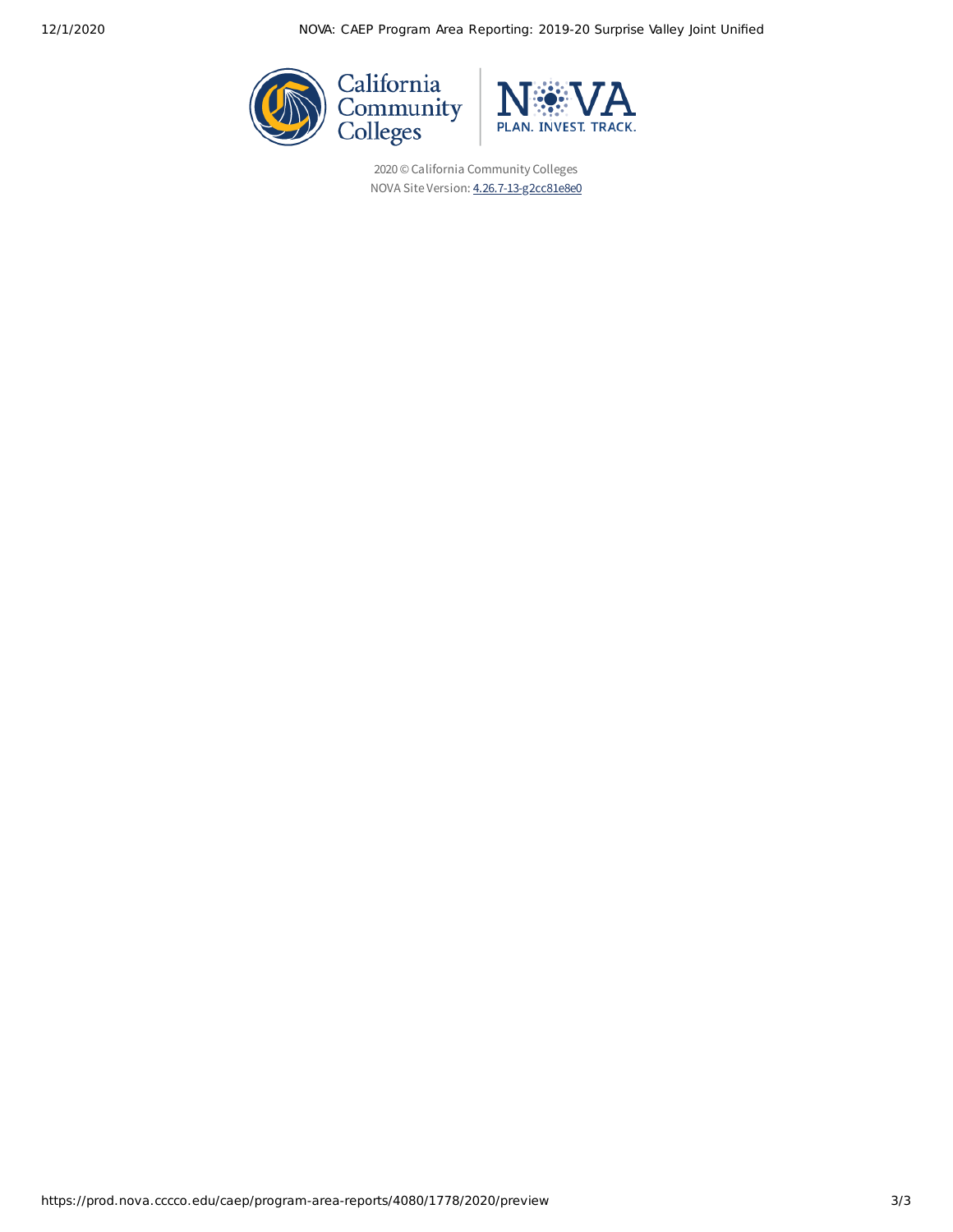2020 © California Community Colleges
NOVA Site Version: 4.26.7-13-g2cc81e8e0